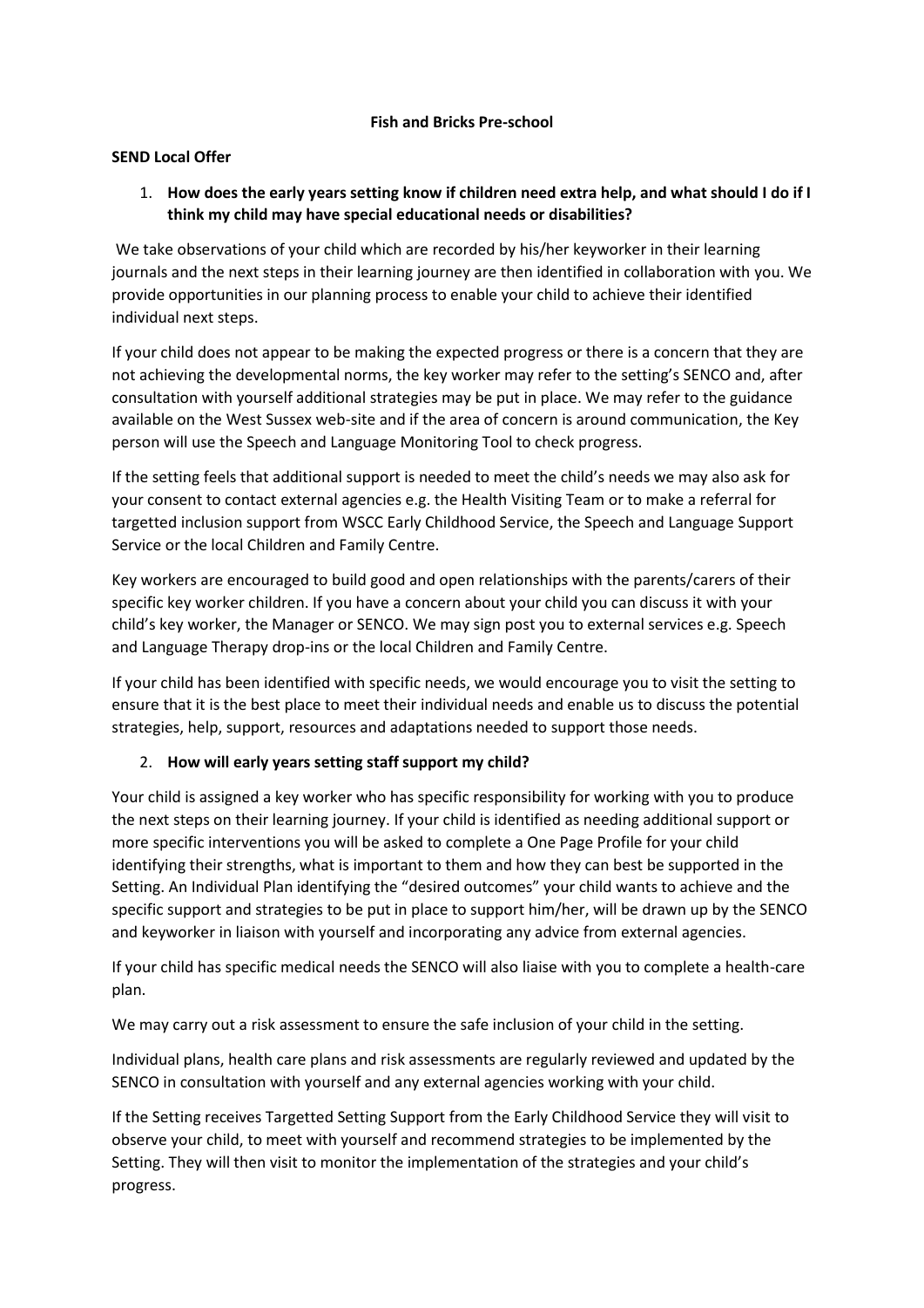**Fish and Bricks Pre-school**

**SEND Local Offer**

1. **How does the early years setting know if children need extra help, and what should I do if I think my child may have special educational needs or disabilities?**

We take observations of your child which are recorded by his/her keyworker in their learning journals and the next steps in their learning journey are then identified in collaboration with you. We provide opportunities in our planning process to enable your child to achieve their identified individual next steps.

If your child does not appear to be making the expected progress or there is a concern that they are not achieving the developmental norms, the key worker may refer to the setting's SENCO and, after consultation with yourself additional strategies may be put in place. We may refer to the guidance available on the West Sussex web-site and if the area of concern is around communication, the Key person will use the Speech and Language Monitoring Tool to check progress.

If the setting feels that additional support is needed to meet the child's needs we may also ask for your consent to contact external agencies e.g. the Health Visiting Team or to make a referral for targetted inclusion support from WSCC Early Childhood Service, the Speech and Language Support Service or the local Children and Family Centre.

Key workers are encouraged to build good and open relationships with the parents/carers of their specific key worker children. If you have a concern about your child you can discuss it with your child's key worker, the Manager or SENCO. We may sign post you to external services e.g. Speech and Language Therapy drop-ins or the local Children and Family Centre.

If your child has been identified with specific needs, we would encourage you to visit the setting to ensure that it is the best place to meet their individual needs and enable us to discuss the potential strategies, help, support, resources and adaptations needed to support those needs.

2. **How will early years setting staff support my child?**

Your child is assigned a key worker who has specific responsibility for working with you to produce the next steps on their learning journey. If your child is identified as needing additional support or more specific interventions you will be asked to complete a One Page Profile for your child identifying their strengths, what is important to them and how they can best be supported in the Setting. An Individual Plan identifying the "desired outcomes" your child wants to achieve and the specific support and strategies to be put in place to support him/her, will be drawn up by the SENCO and keyworker in liaison with yourself and incorporating any advice from external agencies.

If your child has specific medical needs the SENCO will also liaise with you to complete a health-care plan.

We may carry out a risk assessment to ensure the safe inclusion of your child in the setting.

Individual plans, health care plans and risk assessments are regularly reviewed and updated by the SENCO in consultation with yourself and any external agencies working with your child.

If the Setting receives Targetted Setting Support from the Early Childhood Service they will visit to observe your child, to meet with yourself and recommend strategies to be implemented by the Setting. They will then visit to monitor the implementation of the strategies and your child's progress.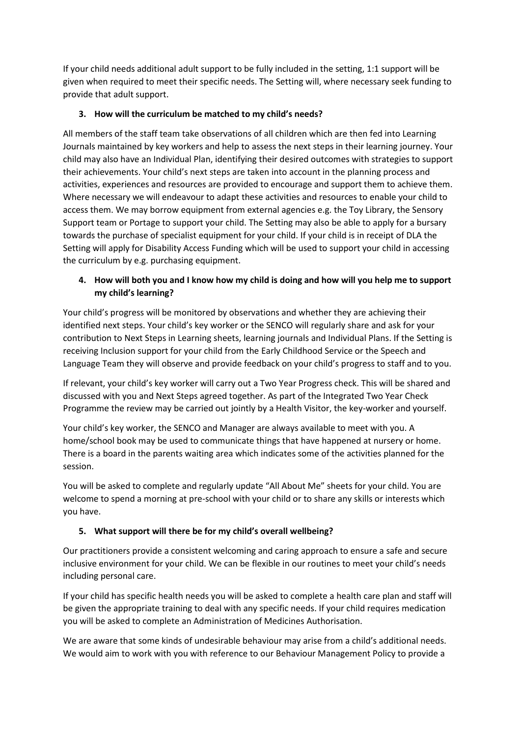If your child needs additional adult support to be fully included in the setting, 1:1 support will be given when required to meet their specific needs. The Setting will, where necessary seek funding to provide that adult support.

3. **How will the curriculum be matched to my child's needs?**

All members of the staff team take observations of all children which are then fed into Learning Journals maintained by key workers and help to assess the next steps in their learning journey. Your child may also have an Individual Plan, identifying their desired outcomes with strategies to support their achievements. Your child's next steps are taken into account in the planning process and activities, experiences and resources are provided to encourage and support them to achieve them. Where necessary we will endeavour to adapt these activities and resources to enable your child to access them. We may borrow equipment from external agencies e.g. the Toy Library, the Sensory Support team or Portage to support your child. The Setting may also be able to apply for a bursary towards the purchase of specialist equipment for your child. If your child is in receipt of DLA the Setting will apply for Disability Access Funding which will be used to support your child in accessing the curriculum by e.g. purchasing equipment.

4. **How will both you and I know how my child is doing and how will you help me to support my child's learning?**

Your child's progress will be monitored by observations and whether they are achieving their identified next steps. Your child's key worker or the SENCO will regularly share and ask for your contribution to Next Steps in Learning sheets, learning journals and Individual Plans. If the Setting is receiving Inclusion support for your child from the Early Childhood Service or the Speech and Language Team they will observe and provide feedback on your child's progress to staff and to you.

If relevant, your child's key worker will carry out a Two Year Progress check. This will be shared and discussed with you and Next Steps agreed together. As part of the Integrated Two Year Check Programme the review may be carried out jointly by a Health Visitor, the key-worker and yourself.

Your child's key worker, the SENCO and Manager are always available to meet with you. A home/school book may be used to communicate things that have happened at nursery or home. There is a board in the parents waiting area which indicates some of the activities planned for the session.

You will be asked to complete and regularly update "All About Me" sheets for your child. You are welcome to spend a morning at pre-school with your child or to share any skills or interests which you have.

5. **What support will there be for my child's overall wellbeing?**

Our practitioners provide a consistent welcoming and caring approach to ensure a safe and secure inclusive environment for your child. We can be flexible in our routines to meet your child's needs including personal care.

If your child has specific health needs you will be asked to complete a health care plan and staff will be given the appropriate training to deal with any specific needs. If your child requires medication you will be asked to complete an Administration of Medicines Authorisation.

We are aware that some kinds of undesirable behaviour may arise from a child's additional needs. We would aim to work with you with reference to our Behaviour Management Policy to provide a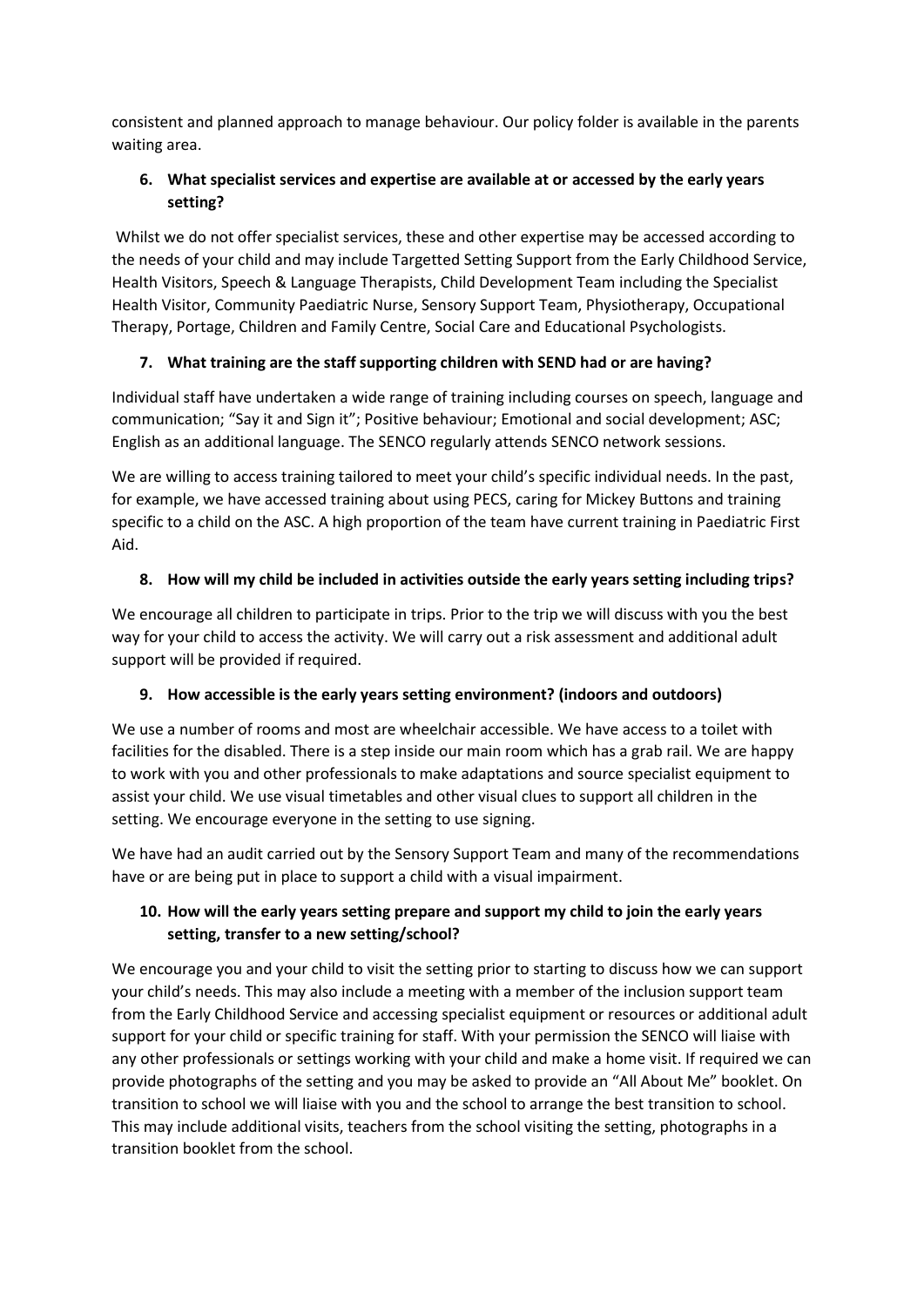consistent and planned approach to manage behaviour. Our policy folder is available in the parents waiting area.

6. **What specialist services and expertise are available at or accessed by the early years setting?**

Whilst we do not offer specialist services, these and other expertise may be accessed according to the needs of your child and may include Targetted Setting Support from the Early Childhood Service, Health Visitors, Speech & Language Therapists, Child Development Team including the Specialist Health Visitor, Community Paediatric Nurse, Sensory Support Team, Physiotherapy, Occupational Therapy, Portage, Children and Family Centre, Social Care and Educational Psychologists.

7. **What training are the staff supporting children with SEND had or are having?**

Individual staff have undertaken a wide range of training including courses on speech, language and communication; "Say it and Sign it"; Positive behaviour; Emotional and social development; ASC; English as an additional language. The SENCO regularly attends SENCO network sessions.

We are willing to access training tailored to meet your child's specific individual needs. In the past, for example, we have accessed training about using PECS, caring for Mickey Buttons and training specific to a child on the ASC. A high proportion of the team have current training in Paediatric First Aid.

8. **How will my child be included in activities outside the early years setting including trips?**

We encourage all children to participate in trips. Prior to the trip we will discuss with you the best way for your child to access the activity. We will carry out a risk assessment and additional adult support will be provided if required.

9. **How accessible is the early years setting environment? (indoors and outdoors)**

We use a number of rooms and most are wheelchair accessible. We have access to a toilet with facilities for the disabled. There is a step inside our main room which has a grab rail. We are happy to work with you and other professionals to make adaptations and source specialist equipment to assist your child. We use visual timetables and other visual clues to support all children in the setting. We encourage everyone in the setting to use signing.

We have had an audit carried out by the Sensory Support Team and many of the recommendations have or are being put in place to support a child with a visual impairment.

10. **How will the early years setting prepare and support my child to join the early years setting, transfer to a new setting/school?**

We encourage you and your child to visit the setting prior to starting to discuss how we can support your child's needs. This may also include a meeting with a member of the inclusion support team from the Early Childhood Service and accessing specialist equipment or resources or additional adult support for your child or specific training for staff. With your permission the SENCO will liaise with any other professionals or settings working with your child and make a home visit. If required we can provide photographs of the setting and you may be asked to provide an "All About Me" booklet. On transition to school we will liaise with you and the school to arrange the best transition to school. This may include additional visits, teachers from the school visiting the setting, photographs in a transition booklet from the school.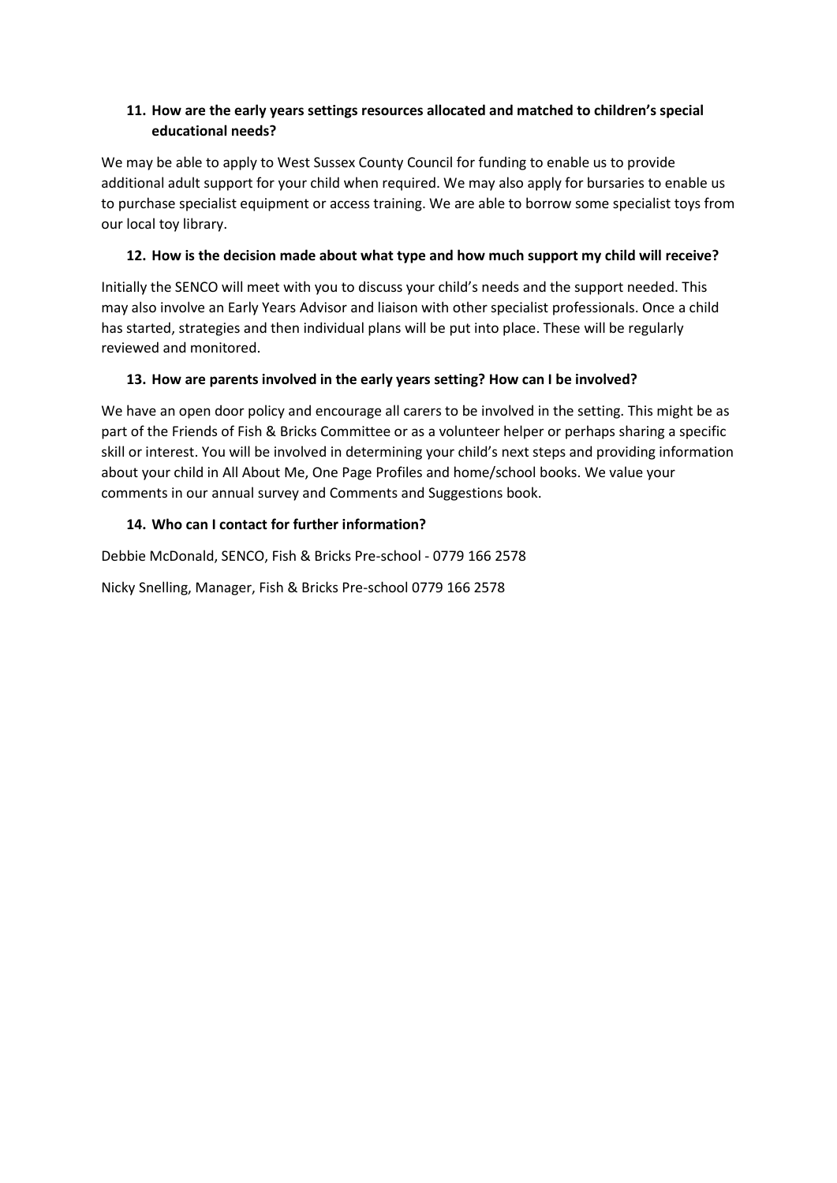### 11. How are the early years settings resources allocated and matched to children's special educational needs?

We may be able to apply to West Sussex County Council for funding to enable us to provide additional adult support for your child when required. We may also apply for bursaries to enable us to purchase specialist equipment or access training. We are able to borrow some specialist toys from our local toy library.

### 12. How is the decision made about what type and how much support my child will receive?

Initially the SENCO will meet with you to discuss your child's needs and the support needed. This may also involve an Early Years Advisor and liaison with other specialist professionals. Once a child has started, strategies and then individual plans will be put into place. These will be regularly reviewed and monitored.

### 13. How are parents involved in the early years setting? How can I be involved?

We have an open door policy and encourage all carers to be involved in the setting. This might be as part of the Friends of Fish & Bricks Committee or as a volunteer helper or perhaps sharing a specific skill or interest. You will be involved in determining your child's next steps and providing information about your child in All About Me, One Page Profiles and home/school books. We value your comments in our annual survey and Comments and Suggestions book.

### 14. Who can I contact for further information?

Debbie McDonald, SENCO, Fish & Bricks Pre-school - 0779 166 2578

Nicky Snelling, Manager, Fish & Bricks Pre-school 0779 166 2578